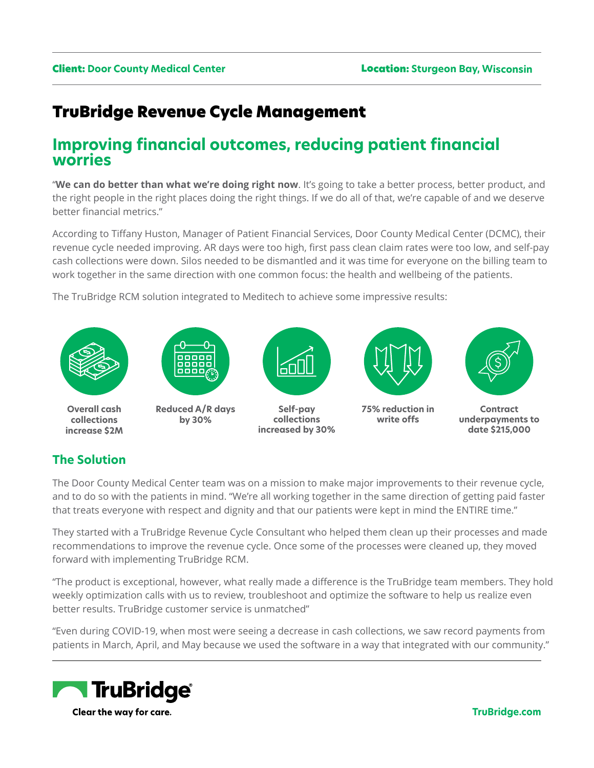**Client:** Door County Medical Center **Location:** Sturgeon Bay, Wisconsin

# TruBridge Revenue Cycle Management

## Improving financial outcomes, reducing patient financial worries

"**We can do better than what we're doing right now**. It's going to take a better process, better product, and the right people in the right places doing the right things. If we do all of that, we're capable of and we deserve better financial metrics."

According to Tiffany Huston, Manager of Patient Financial Services, Door County Medical Center (DCMC), their revenue cycle needed improving. AR days were too high, first pass clean claim rates were too low, and self-pay cash collections were down. Silos needed to be dismantled and it was time for everyone on the billing team to work together in the same direction with one common focus: the health and wellbeing of the patients.

The TruBridge RCM solution integrated to Meditech to achieve some impressive results:

- **Overall cash collections increase $2M**
- **Reduced A/R days by 30%**
- **Self-pay collections increased by 30%**
- **75% reduction in write offs**
- **Contract underpayments to date $215,000**

## The Solution

The Door County Medical Center team was on a mission to make major improvements to their revenue cycle, and to do so with the patients in mind. "We're all working together in the same direction of getting paid faster that treats everyone with respect and dignity and that our patients were kept in mind the ENTIRE time."

They started with a TruBridge Revenue Cycle Consultant who helped them clean up their processes and made recommendations to improve the revenue cycle. Once some of the processes were cleaned up, they moved forward with implementing TruBridge RCM.

"The product is exceptional, however, what really made a difference is the TruBridge team members. They hold weekly optimization calls with us to review, troubleshoot and optimize the software to help us realize even better results. TruBridge customer service is unmatched"

"Even during COVID-19, when most were seeing a decrease in cash collections, we saw record payments from patients in March, April, and May because we used the software in a way that integrated with our community."

TruBridge
Clear the way for care.

TruBridge.com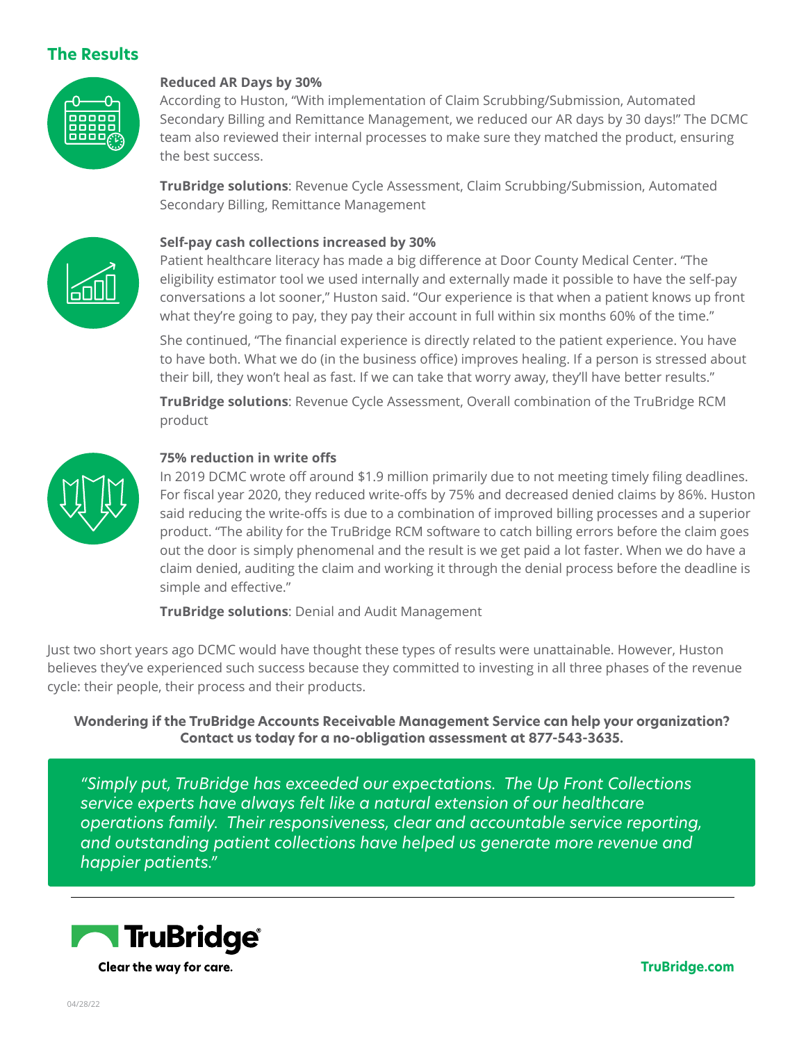## The Results

**Reduced AR Days by 30%**

According to Huston, "With implementation of Claim Scrubbing/Submission, Automated Secondary Billing and Remittance Management, we reduced our AR days by 30 days!" The DCMC team also reviewed their internal processes to make sure they matched the product, ensuring the best success.

**TruBridge solutions**: Revenue Cycle Assessment, Claim Scrubbing/Submission, Automated Secondary Billing, Remittance Management

**Self-pay cash collections increased by 30%**

Patient healthcare literacy has made a big difference at Door County Medical Center. "The eligibility estimator tool we used internally and externally made it possible to have the self-pay conversations a lot sooner," Huston said. "Our experience is that when a patient knows up front what they're going to pay, they pay their account in full within six months 60% of the time."

She continued, "The financial experience is directly related to the patient experience. You have to have both. What we do (in the business office) improves healing. If a person is stressed about their bill, they won't heal as fast. If we can take that worry away, they'll have better results."

**TruBridge solutions**: Revenue Cycle Assessment, Overall combination of the TruBridge RCM product

**75% reduction in write offs**

In 2019 DCMC wrote off around $1.9 million primarily due to not meeting timely filing deadlines. For fiscal year 2020, they reduced write-offs by 75% and decreased denied claims by 86%. Huston said reducing the write-offs is due to a combination of improved billing processes and a superior product. "The ability for the TruBridge RCM software to catch billing errors before the claim goes out the door is simply phenomenal and the result is we get paid a lot faster. When we do have a claim denied, auditing the claim and working it through the denial process before the deadline is simple and effective."

**TruBridge solutions**: Denial and Audit Management

Just two short years ago DCMC would have thought these types of results were unattainable. However, Huston believes they've experienced such success because they committed to investing in all three phases of the revenue cycle: their people, their process and their products.

**Wondering if the TruBridge Accounts Receivable Management Service can help your organization? Contact us today for a no-obligation assessment at 877-543-3635.**

*"Simply put, TruBridge has exceeded our expectations. The Up Front Collections service experts have always felt like a natural extension of our healthcare operations family. Their responsiveness, clear and accountable service reporting, and outstanding patient collections have helped us generate more revenue and happier patients."*

TruBridge®

Clear the way for care.

TruBridge.com

04/28/22